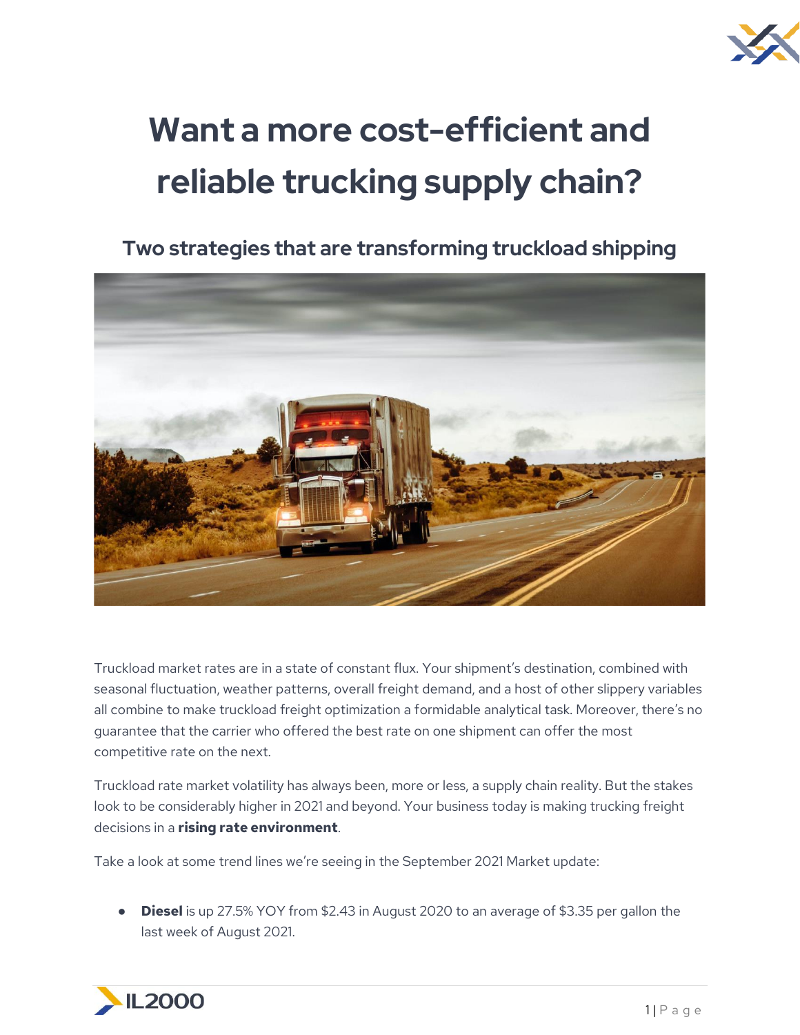# Want a more cost-efficient and reliable trucking supply chain?

## Two strategies that are transforming truckload shipping

Truckload market rates are in a state of constant flux. Your shipment's destination, combined with seasonal fluctuation, weather patterns, overall freight demand, and a host of other slippery variables all combine to make truckload freight optimization a formidable analytical task. Moreover, there's no guarantee that the carrier who offered the best rate on one shipment can offer the most competitive rate on the next.

Truckload rate market volatility has always been, more or less, a supply chain reality. But the stakes look to be considerably higher in 2021 and beyond. Your business today is making trucking freight decisions in a **rising rate environment**.

Take a look at some trend lines we're seeing in the September 2021 Market update:

- **Diesel** is up 27.5% YOY from $2.43 in August 2020 to an average of $3.35 per gallon the last week of August 2021.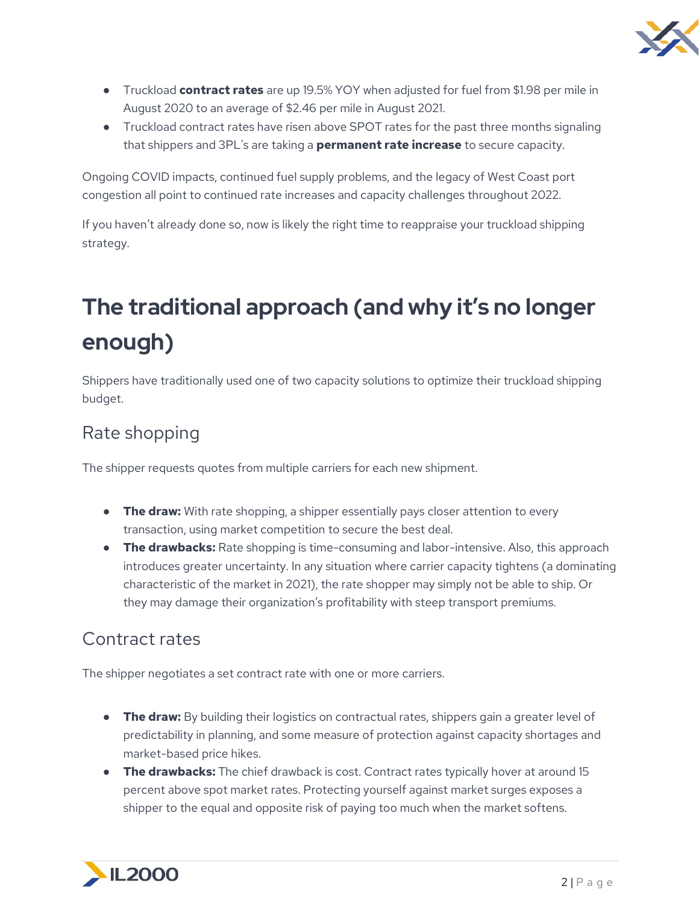- Truckload **contract rates** are up 19.5% YOY when adjusted for fuel from $1.98 per mile in August 2020 to an average of $2.46 per mile in August 2021.
- Truckload contract rates have risen above SPOT rates for the past three months signaling that shippers and 3PL's are taking a **permanent rate increase** to secure capacity.

Ongoing COVID impacts, continued fuel supply problems, and the legacy of West Coast port congestion all point to continued rate increases and capacity challenges throughout 2022.

If you haven't already done so, now is likely the right time to reappraise your truckload shipping strategy.

# The traditional approach (and why it's no longer enough)

Shippers have traditionally used one of two capacity solutions to optimize their truckload shipping budget.

## Rate shopping

The shipper requests quotes from multiple carriers for each new shipment.

- **The draw:** With rate shopping, a shipper essentially pays closer attention to every transaction, using market competition to secure the best deal.
- **The drawbacks:** Rate shopping is time-consuming and labor-intensive. Also, this approach introduces greater uncertainty. In any situation where carrier capacity tightens (a dominating characteristic of the market in 2021), the rate shopper may simply not be able to ship. Or they may damage their organization's profitability with steep transport premiums.

## Contract rates

The shipper negotiates a set contract rate with one or more carriers.

- **The draw:** By building their logistics on contractual rates, shippers gain a greater level of predictability in planning, and some measure of protection against capacity shortages and market-based price hikes.
- **The drawbacks:** The chief drawback is cost. Contract rates typically hover at around 15 percent above spot market rates. Protecting yourself against market surges exposes a shipper to the equal and opposite risk of paying too much when the market softens.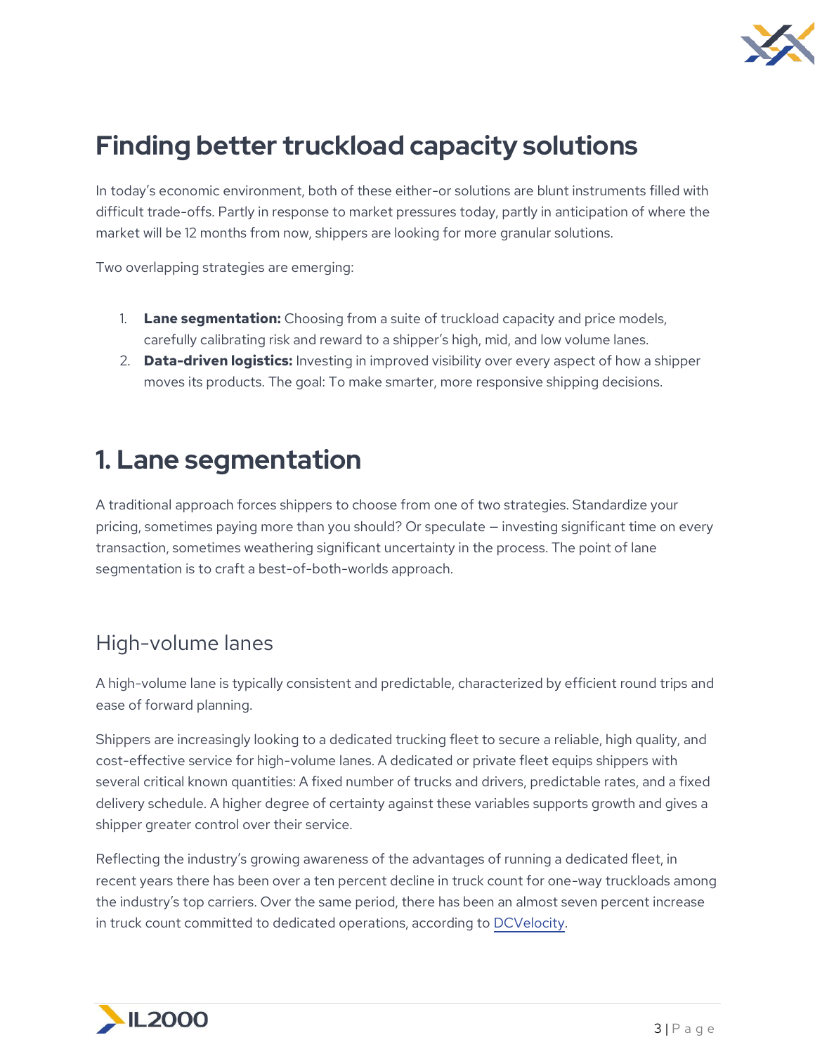# Finding better truckload capacity solutions

In today's economic environment, both of these either-or solutions are blunt instruments filled with difficult trade-offs. Partly in response to market pressures today, partly in anticipation of where the market will be 12 months from now, shippers are looking for more granular solutions.

Two overlapping strategies are emerging:

1. **Lane segmentation:** Choosing from a suite of truckload capacity and price models, carefully calibrating risk and reward to a shipper's high, mid, and low volume lanes.
2. **Data-driven logistics:** Investing in improved visibility over every aspect of how a shipper moves its products. The goal: To make smarter, more responsive shipping decisions.

# 1. Lane segmentation

A traditional approach forces shippers to choose from one of two strategies. Standardize your pricing, sometimes paying more than you should? Or speculate – investing significant time on every transaction, sometimes weathering significant uncertainty in the process. The point of lane segmentation is to craft a best-of-both-worlds approach.

## High-volume lanes

A high-volume lane is typically consistent and predictable, characterized by efficient round trips and ease of forward planning.

Shippers are increasingly looking to a dedicated trucking fleet to secure a reliable, high quality, and cost-effective service for high-volume lanes. A dedicated or private fleet equips shippers with several critical known quantities: A fixed number of trucks and drivers, predictable rates, and a fixed delivery schedule. A higher degree of certainty against these variables supports growth and gives a shipper greater control over their service.

Reflecting the industry's growing awareness of the advantages of running a dedicated fleet, in recent years there has been over a ten percent decline in truck count for one-way truckloads among the industry's top carriers. Over the same period, there has been an almost seven percent increase in truck count committed to dedicated operations, according to DCVelocity.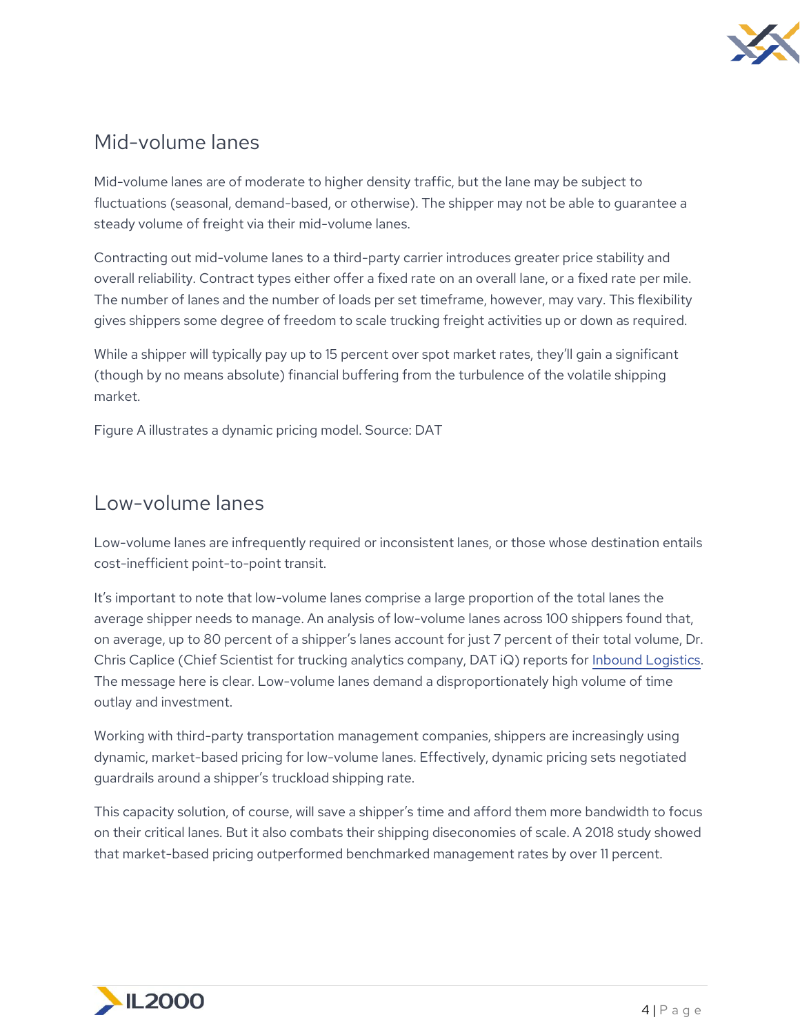## Mid-volume lanes

Mid-volume lanes are of moderate to higher density traffic, but the lane may be subject to fluctuations (seasonal, demand-based, or otherwise). The shipper may not be able to guarantee a steady volume of freight via their mid-volume lanes.

Contracting out mid-volume lanes to a third-party carrier introduces greater price stability and overall reliability. Contract types either offer a fixed rate on an overall lane, or a fixed rate per mile. The number of lanes and the number of loads per set timeframe, however, may vary. This flexibility gives shippers some degree of freedom to scale trucking freight activities up or down as required.

While a shipper will typically pay up to 15 percent over spot market rates, they'll gain a significant (though by no means absolute) financial buffering from the turbulence of the volatile shipping market.

Figure A illustrates a dynamic pricing model. Source: DAT

## Low-volume lanes

Low-volume lanes are infrequently required or inconsistent lanes, or those whose destination entails cost-inefficient point-to-point transit.

It's important to note that low-volume lanes comprise a large proportion of the total lanes the average shipper needs to manage. An analysis of low-volume lanes across 100 shippers found that, on average, up to 80 percent of a shipper's lanes account for just 7 percent of their total volume, Dr. Chris Caplice (Chief Scientist for trucking analytics company, DAT iQ) reports for [Inbound Logistics](). The message here is clear. Low-volume lanes demand a disproportionately high volume of time outlay and investment.

Working with third-party transportation management companies, shippers are increasingly using dynamic, market-based pricing for low-volume lanes. Effectively, dynamic pricing sets negotiated guardrails around a shipper's truckload shipping rate.

This capacity solution, of course, will save a shipper's time and afford them more bandwidth to focus on their critical lanes. But it also combats their shipping diseconomies of scale. A 2018 study showed that market-based pricing outperformed benchmarked management rates by over 11 percent.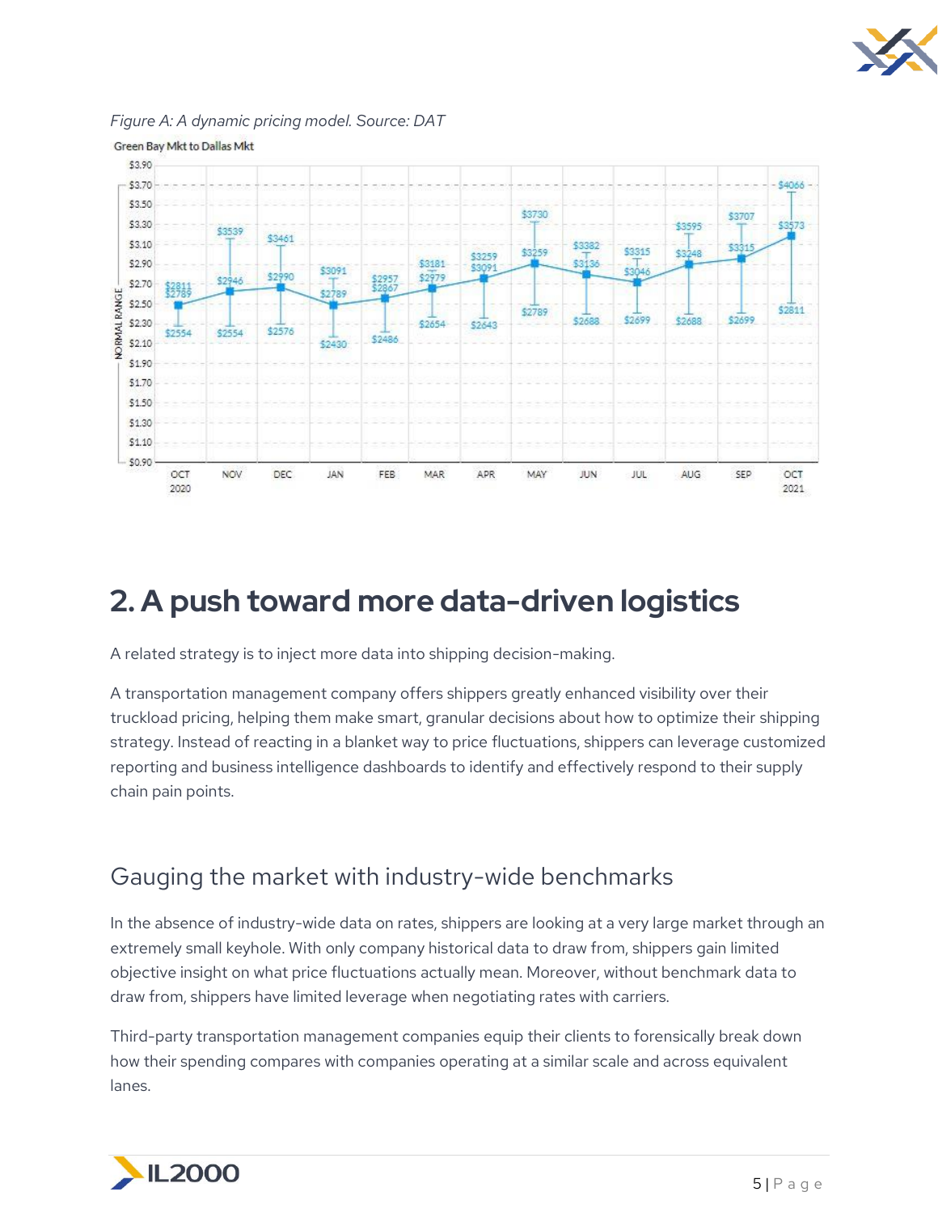*Figure A: A dynamic pricing model. Source: DAT*

# 2. A push toward more data-driven logistics

A related strategy is to inject more data into shipping decision-making.

A transportation management company offers shippers greatly enhanced visibility over their truckload pricing, helping them make smart, granular decisions about how to optimize their shipping strategy. Instead of reacting in a blanket way to price fluctuations, shippers can leverage customized reporting and business intelligence dashboards to identify and effectively respond to their supply chain pain points.

## Gauging the market with industry-wide benchmarks

In the absence of industry-wide data on rates, shippers are looking at a very large market through an extremely small keyhole. With only company historical data to draw from, shippers gain limited objective insight on what price fluctuations actually mean. Moreover, without benchmark data to draw from, shippers have limited leverage when negotiating rates with carriers.

Third-party transportation management companies equip their clients to forensically break down how their spending compares with companies operating at a similar scale and across equivalent lanes.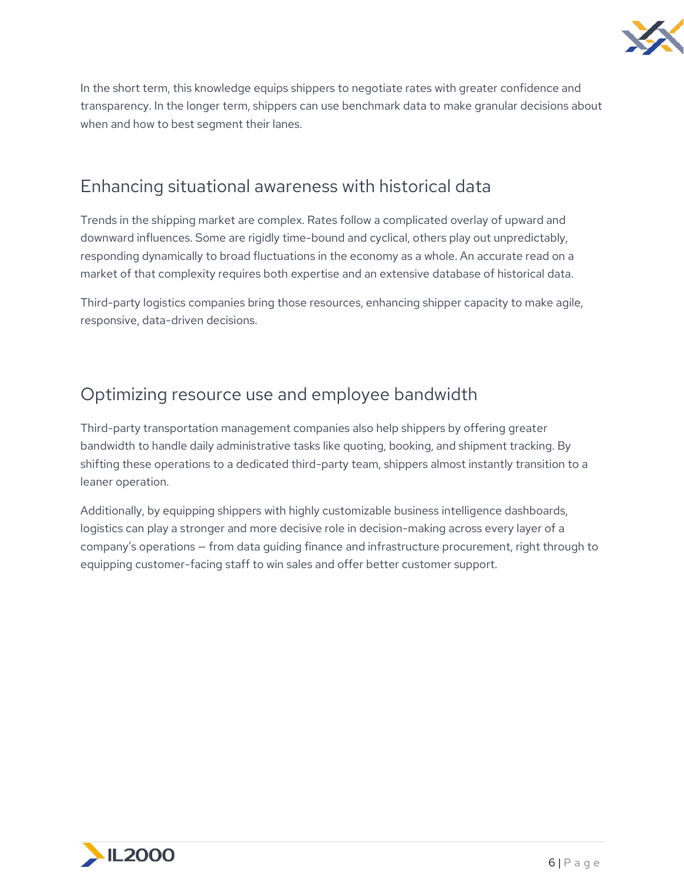In the short term, this knowledge equips shippers to negotiate rates with greater confidence and transparency. In the longer term, shippers can use benchmark data to make granular decisions about when and how to best segment their lanes.

## Enhancing situational awareness with historical data

Trends in the shipping market are complex. Rates follow a complicated overlay of upward and downward influences. Some are rigidly time-bound and cyclical, others play out unpredictably, responding dynamically to broad fluctuations in the economy as a whole. An accurate read on a market of that complexity requires both expertise and an extensive database of historical data.

Third-party logistics companies bring those resources, enhancing shipper capacity to make agile, responsive, data-driven decisions.

## Optimizing resource use and employee bandwidth

Third-party transportation management companies also help shippers by offering greater bandwidth to handle daily administrative tasks like quoting, booking, and shipment tracking. By shifting these operations to a dedicated third-party team, shippers almost instantly transition to a leaner operation.

Additionally, by equipping shippers with highly customizable business intelligence dashboards, logistics can play a stronger and more decisive role in decision-making across every layer of a company's operations – from data guiding finance and infrastructure procurement, right through to equipping customer-facing staff to win sales and offer better customer support.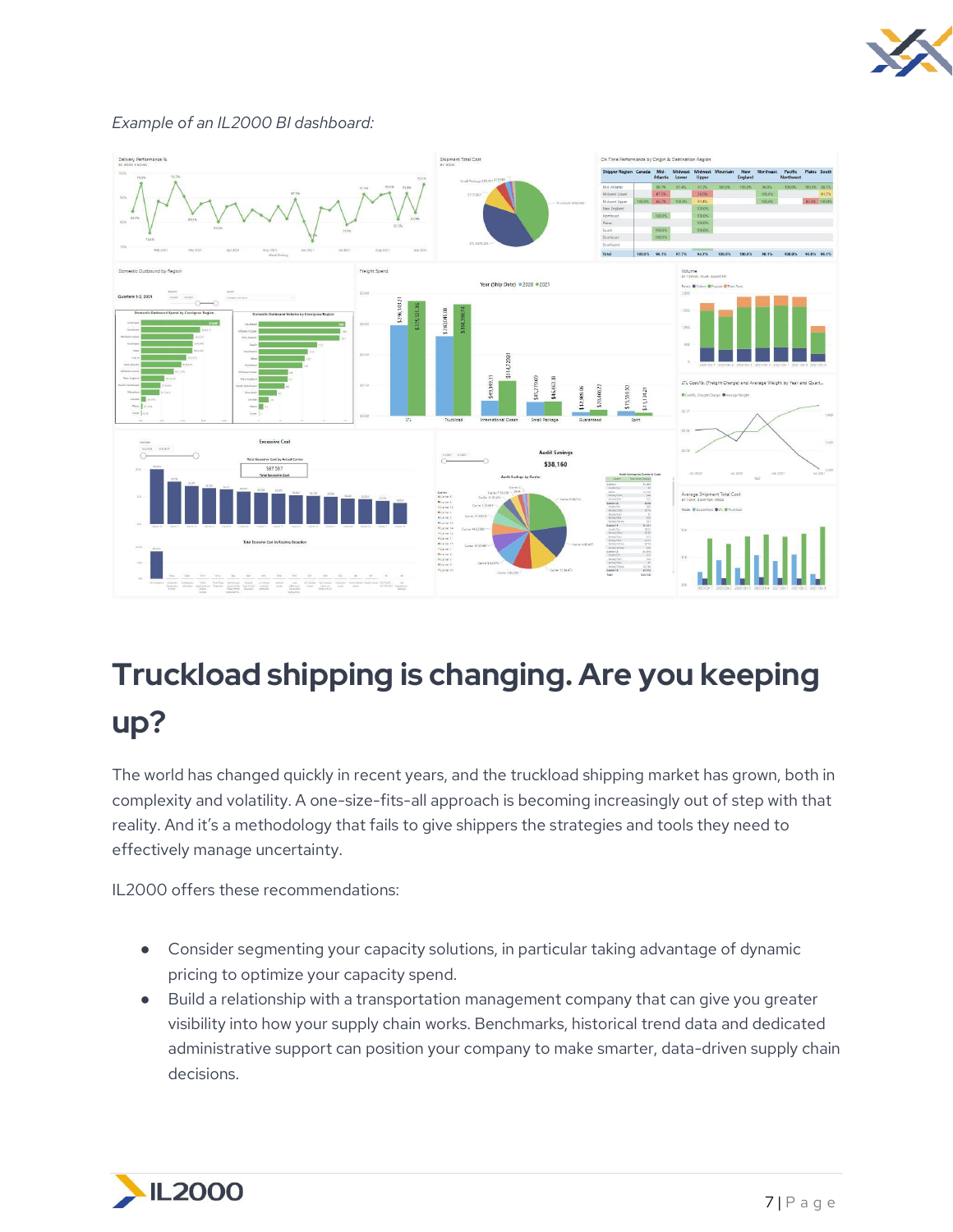*Example of an IL2000 BI dashboard:*

# Truckload shipping is changing. Are you keeping up?

The world has changed quickly in recent years, and the truckload shipping market has grown, both in complexity and volatility. A one-size-fits-all approach is becoming increasingly out of step with that reality. And it's a methodology that fails to give shippers the strategies and tools they need to effectively manage uncertainty.

IL2000 offers these recommendations:

- Consider segmenting your capacity solutions, in particular taking advantage of dynamic pricing to optimize your capacity spend.
- Build a relationship with a transportation management company that can give you greater visibility into how your supply chain works. Benchmarks, historical trend data and dedicated administrative support can position your company to make smarter, data-driven supply chain decisions.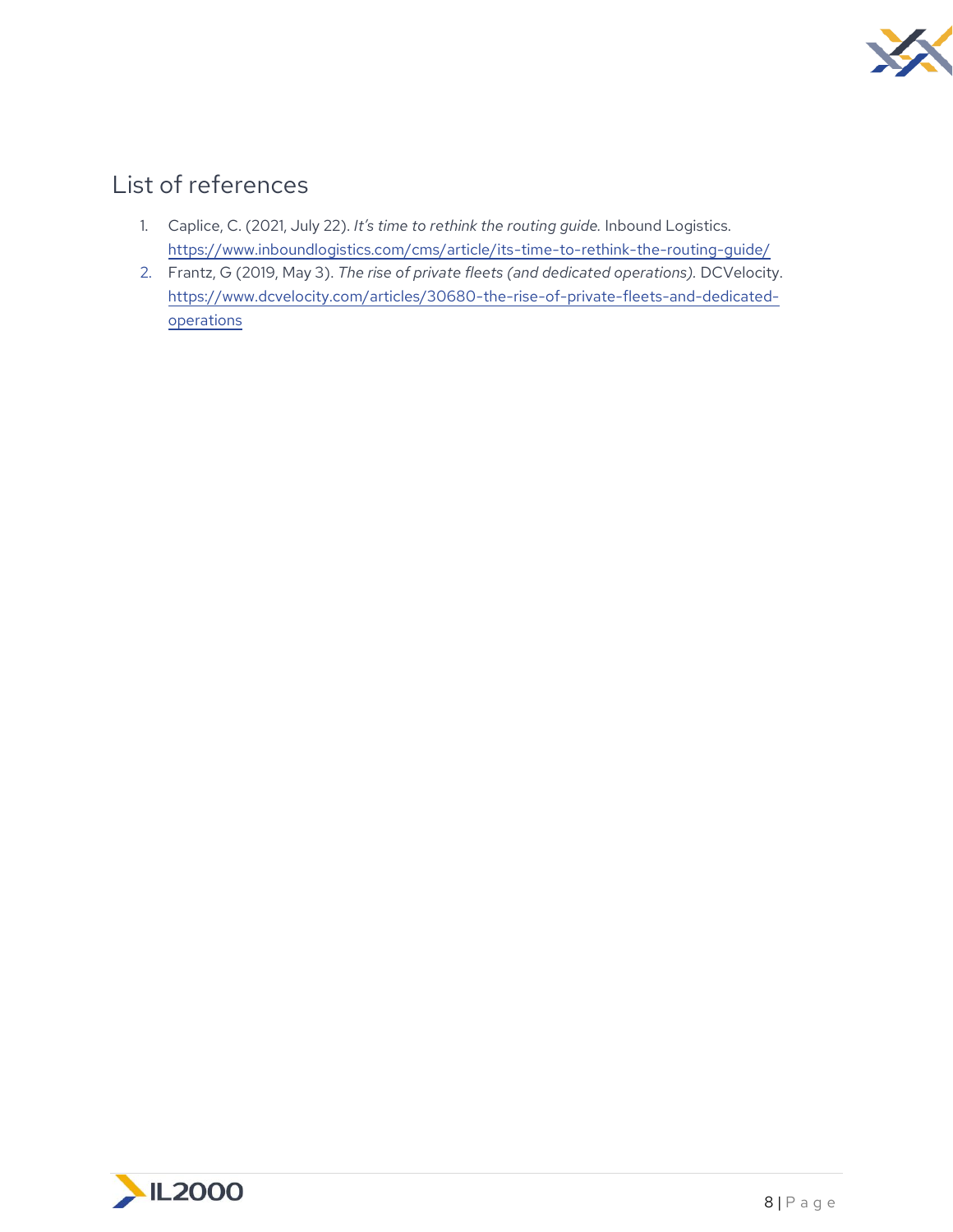## List of references

1. Caplice, C. (2021, July 22). *It's time to rethink the routing guide.* Inbound Logistics. https://www.inboundlogistics.com/cms/article/its-time-to-rethink-the-routing-guide/
2. Frantz, G (2019, May 3). *The rise of private fleets (and dedicated operations).* DCVelocity. https://www.dcvelocity.com/articles/30680-the-rise-of-private-fleets-and-dedicated-operations